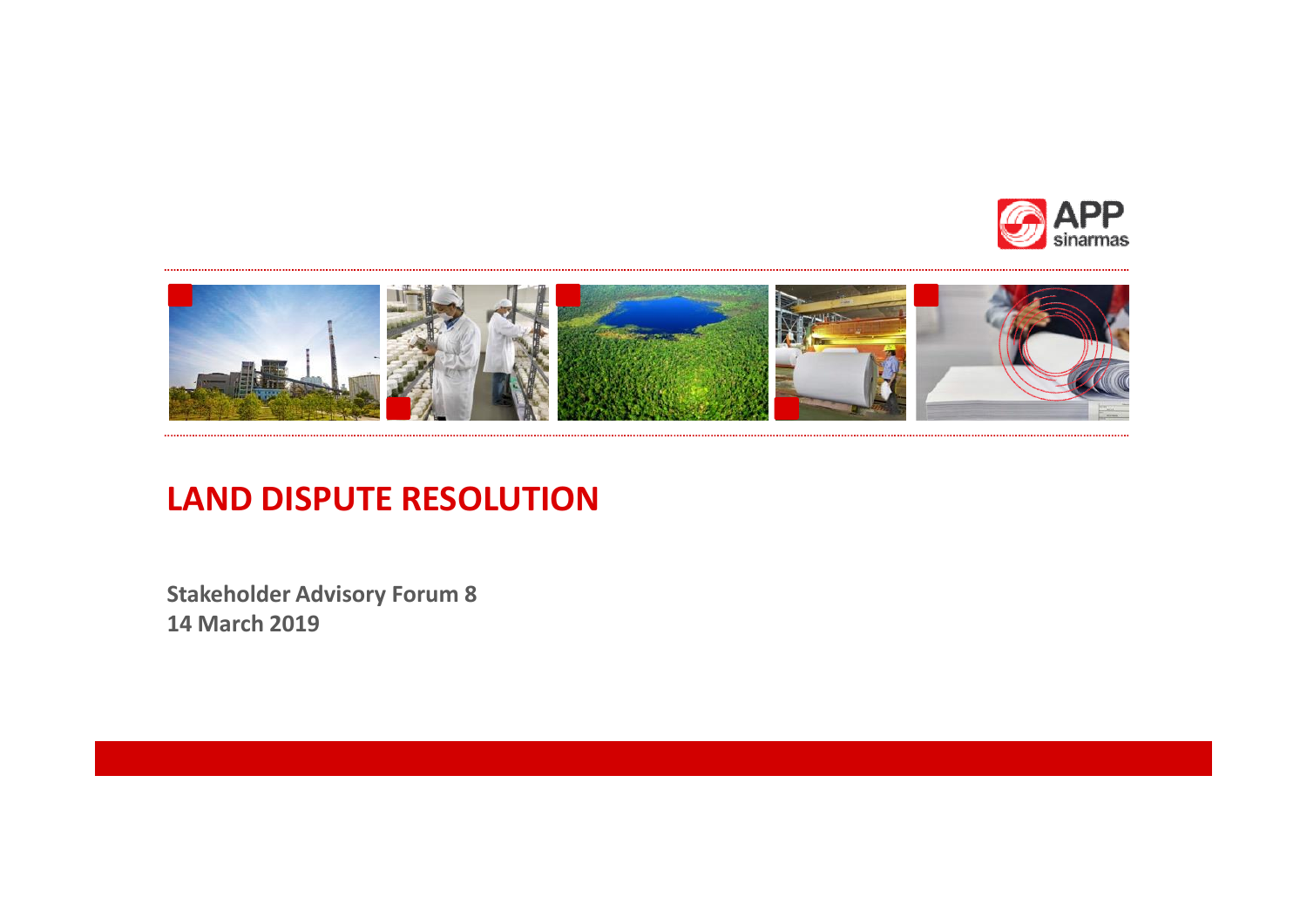APP sinarmas

# LAND DISPUTE RESOLUTION

**Stakeholder Advisory Forum 8**
**14 March 2019**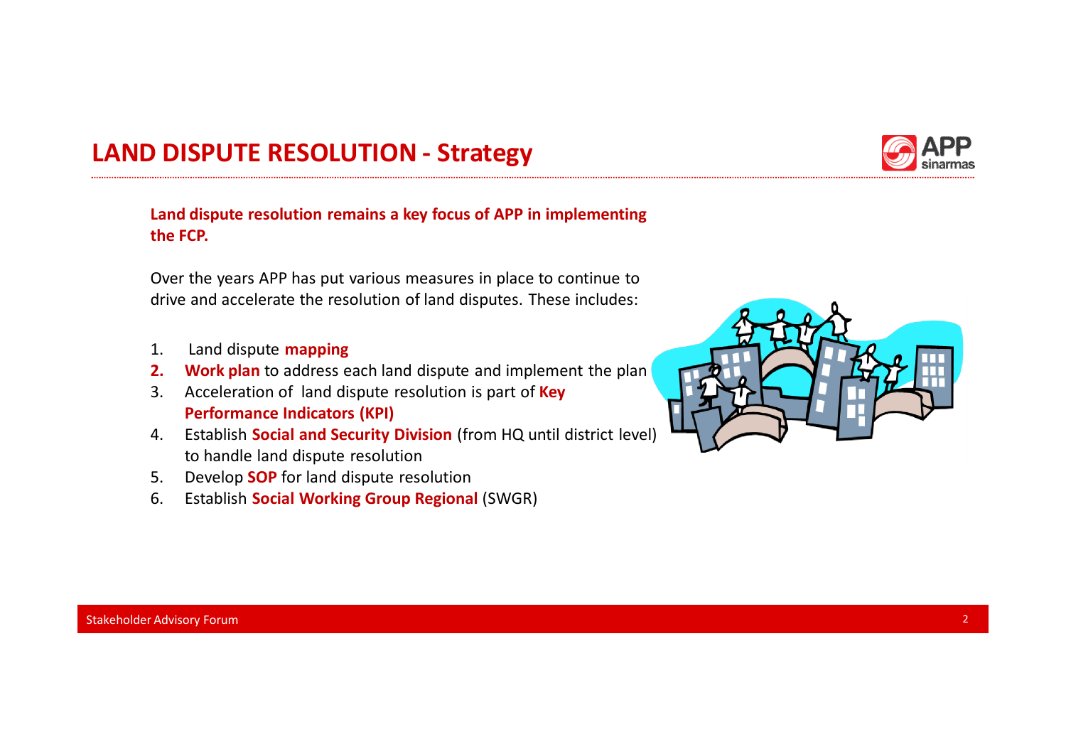## LAND DISPUTE RESOLUTION - Strategy

**Land dispute resolution remains a key focus of APP in implementing the FCP.**

Over the years APP has put various measures in place to continue to drive and accelerate the resolution of land disputes. These includes:

1. Land dispute **mapping**
2. **Work plan** to address each land dispute and implement the plan
3. Acceleration of land dispute resolution is part of **Key Performance Indicators (KPI)**
4. Establish **Social and Security Division** (from HQ until district level) to handle land dispute resolution
5. Develop **SOP** for land dispute resolution
6. Establish **Social Working Group Regional** (SWGR)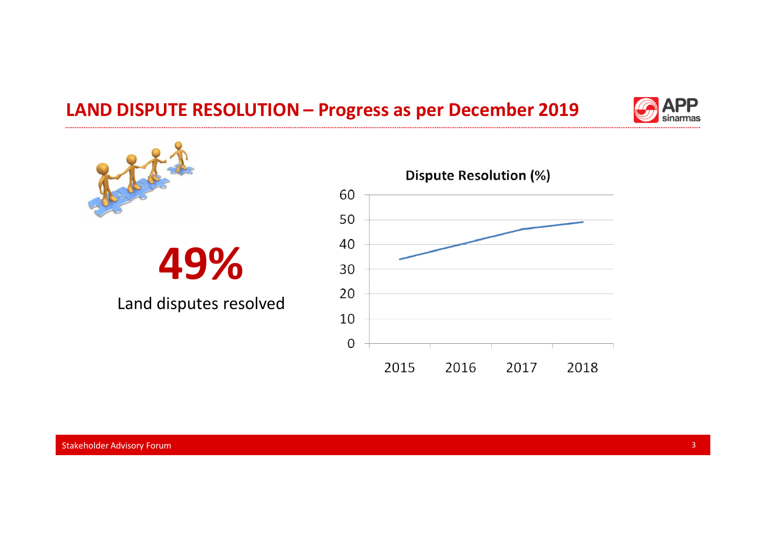# LAND DISPUTE RESOLUTION – Progress as per December 2019

**49%**

Land disputes resolved

**Dispute Resolution (%)**

60
50
40
30
20
10
0

2015 2016 2017 2018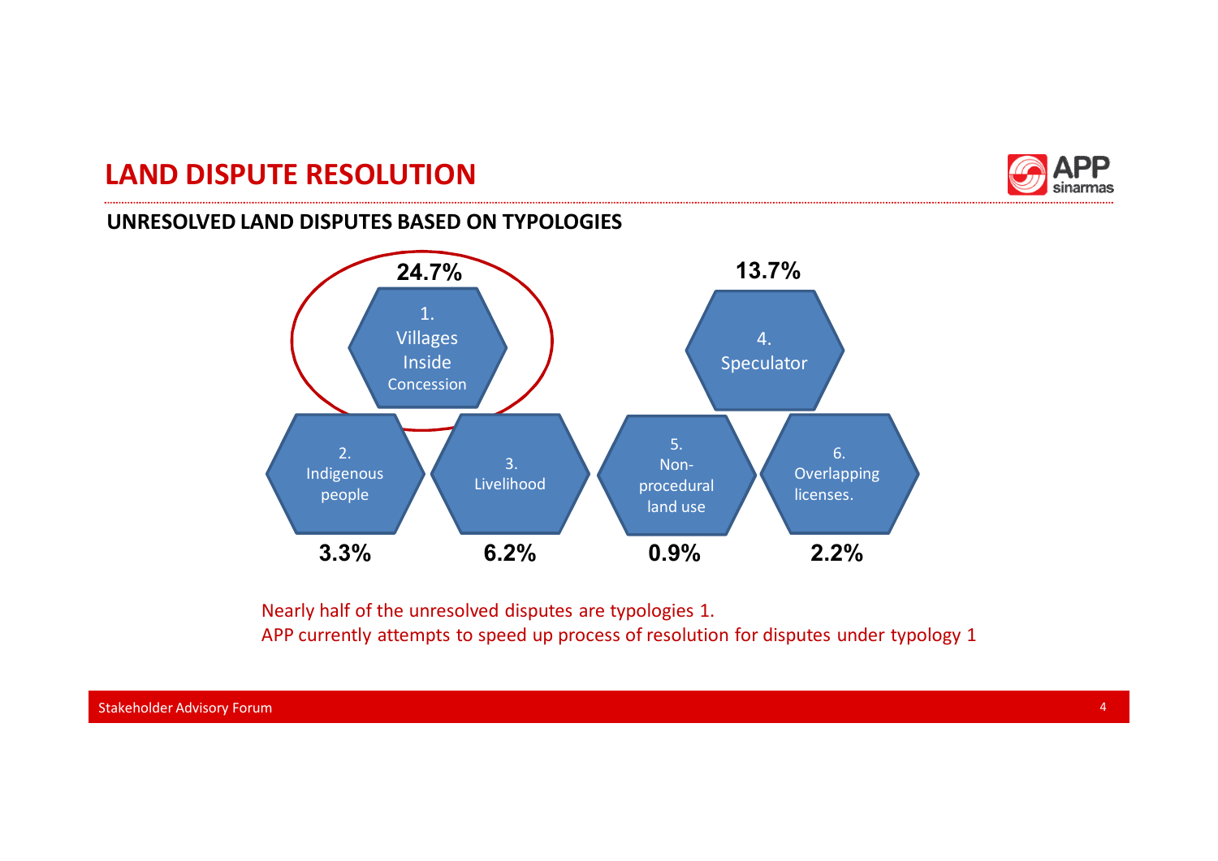# LAND DISPUTE RESOLUTION

## UNRESOLVED LAND DISPUTES BASED ON TYPOLOGIES

| Typology | Share |
|---|---|
| 1. Villages Inside Concession | 24.7% |
| 2. Indigenous people | 3.3% |
| 3. Livelihood | 6.2% |
| 4. Speculator | 13.7% |
| 5. Non-procedural land use | 0.9% |
| 6. Overlapping licenses. | 2.2% |

Nearly half of the unresolved disputes are typologies 1.
APP currently attempts to speed up process of resolution for disputes under typology 1

Stakeholder Advisory Forum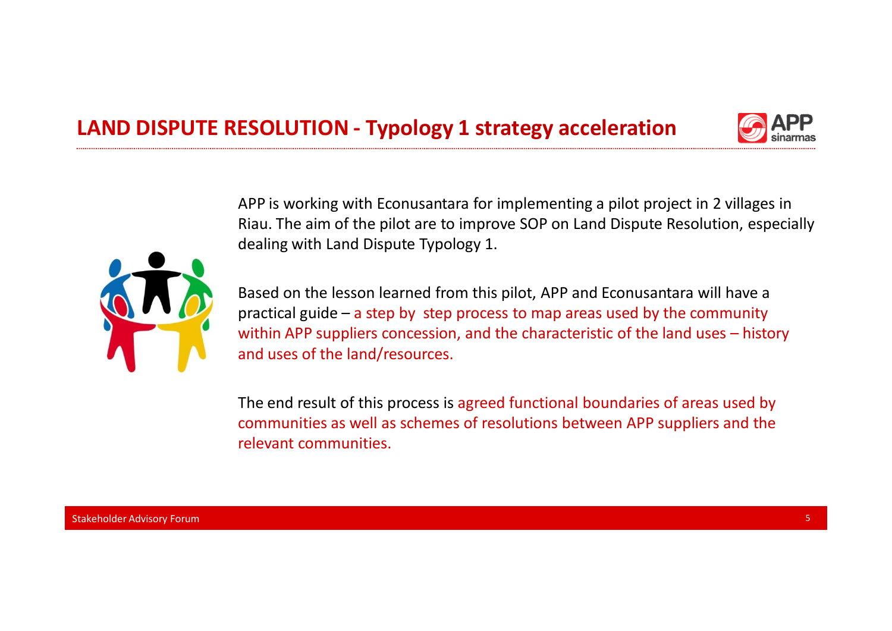# LAND DISPUTE RESOLUTION - Typology 1 strategy acceleration

APP is working with Econusantara for implementing a pilot project in 2 villages in Riau. The aim of the pilot are to improve SOP on Land Dispute Resolution, especially dealing with Land Dispute Typology 1.

Based on the lesson learned from this pilot, APP and Econusantara will have a practical guide – a step by step process to map areas used by the community within APP suppliers concession, and the characteristic of the land uses – history and uses of the land/resources.

The end result of this process is agreed functional boundaries of areas used by communities as well as schemes of resolutions between APP suppliers and the relevant communities.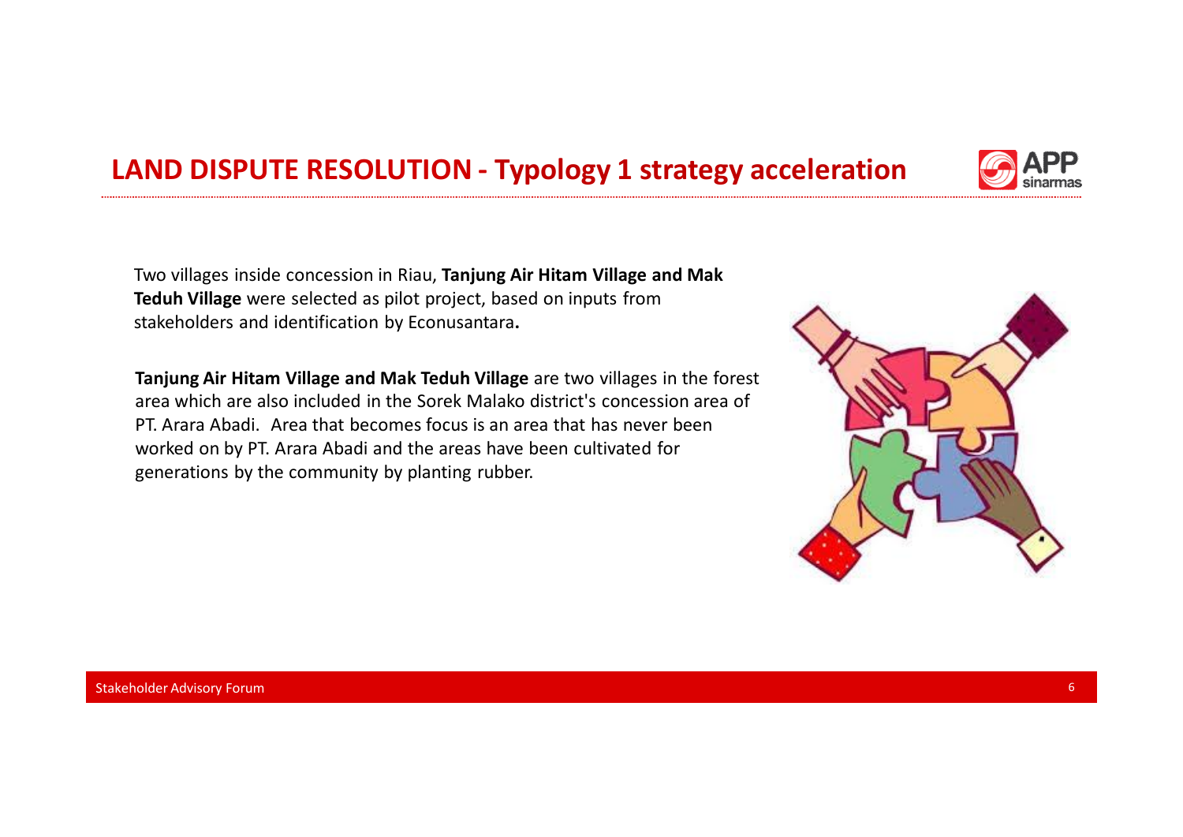# LAND DISPUTE RESOLUTION - Typology 1 strategy acceleration

Two villages inside concession in Riau, **Tanjung Air Hitam Village and Mak Teduh Village** were selected as pilot project, based on inputs from stakeholders and identification by Econusantara**.**

**Tanjung Air Hitam Village and Mak Teduh Village** are two villages in the forest area which are also included in the Sorek Malako district's concession area of PT. Arara Abadi. Area that becomes focus is an area that has never been worked on by PT. Arara Abadi and the areas have been cultivated for generations by the community by planting rubber.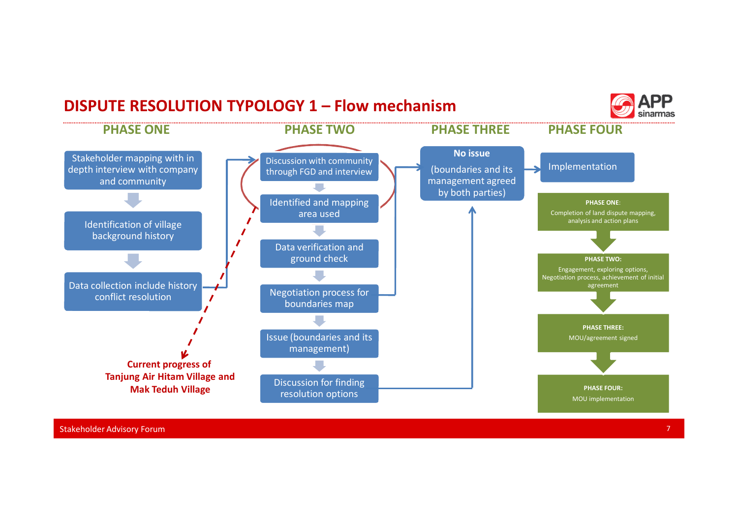# DISPUTE RESOLUTION TYPOLOGY 1 – Flow mechanism

## PHASE ONE

- Stakeholder mapping with in depth interview with company and community
- Identification of village background history
- Data collection include history conflict resolution

## PHASE TWO

- Discussion with community through FGD and interview
- Identified and mapping area used
- Data verification and ground check
- Negotiation process for boundaries map
- Issue (boundaries and its management)
- Discussion for finding resolution options

**Current progress of Tanjung Air Hitam Village and Mak Teduh Village**

## PHASE THREE

**No issue**

(boundaries and its management agreed by both parties)

## PHASE FOUR

Implementation

**PHASE ONE:**
Completion of land dispute mapping, analysis and action plans

**PHASE TWO:**
Engagement, exploring options, Negotiation process, achievement of initial agreement

**PHASE THREE:**
MOU/agreement signed

**PHASE FOUR:**
MOU implementation

Stakeholder Advisory Forum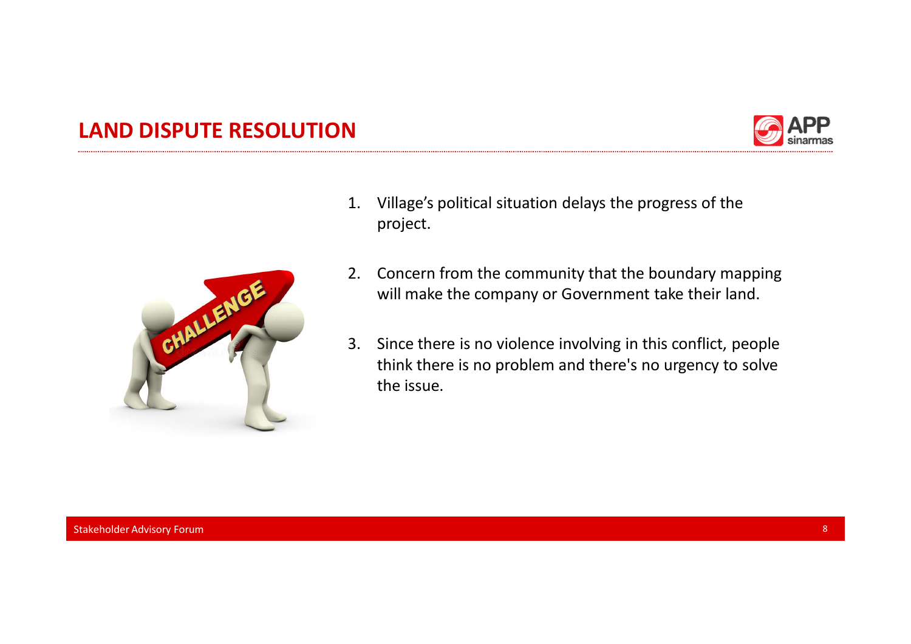## LAND DISPUTE RESOLUTION

1. Village's political situation delays the progress of the project.
2. Concern from the community that the boundary mapping will make the company or Government take their land.
3. Since there is no violence involving in this conflict, people think there is no problem and there's no urgency to solve the issue.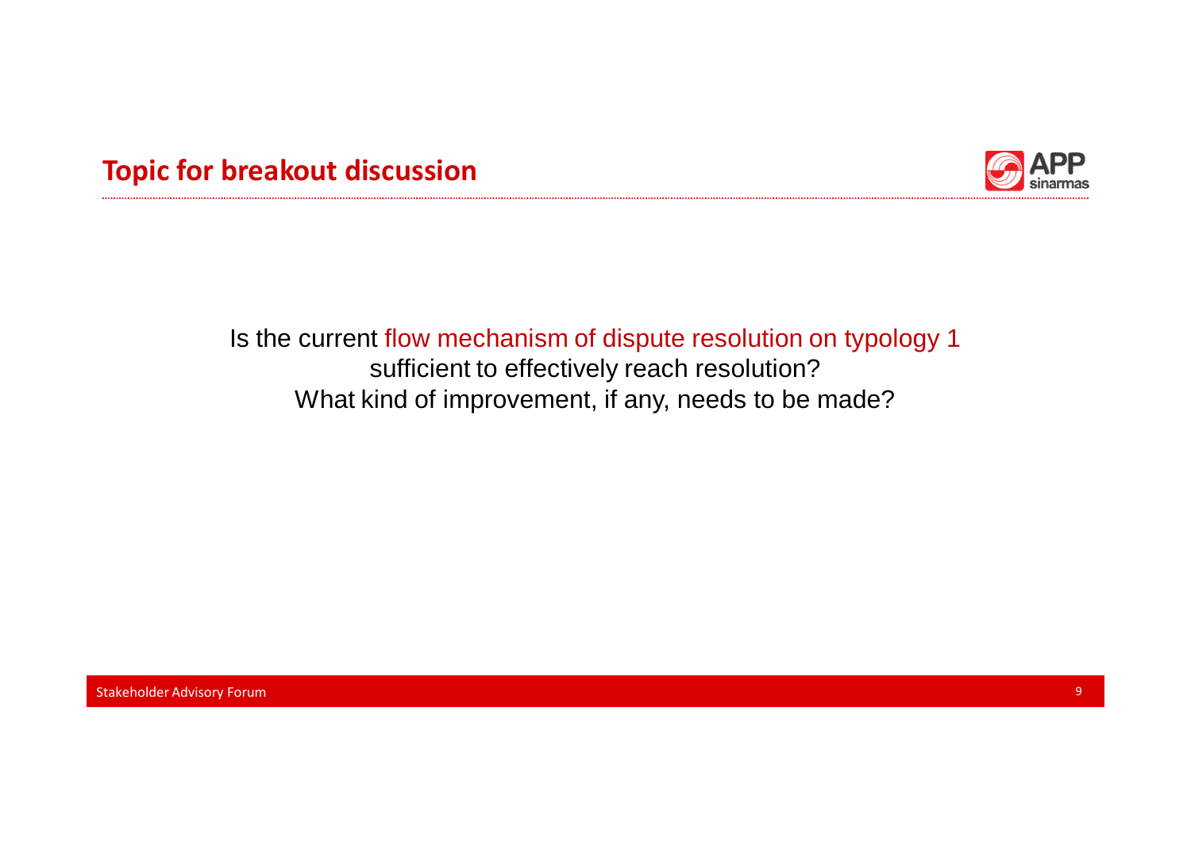## Topic for breakout discussion

Is the current flow mechanism of dispute resolution on typology 1 sufficient to effectively reach resolution?
What kind of improvement, if any, needs to be made?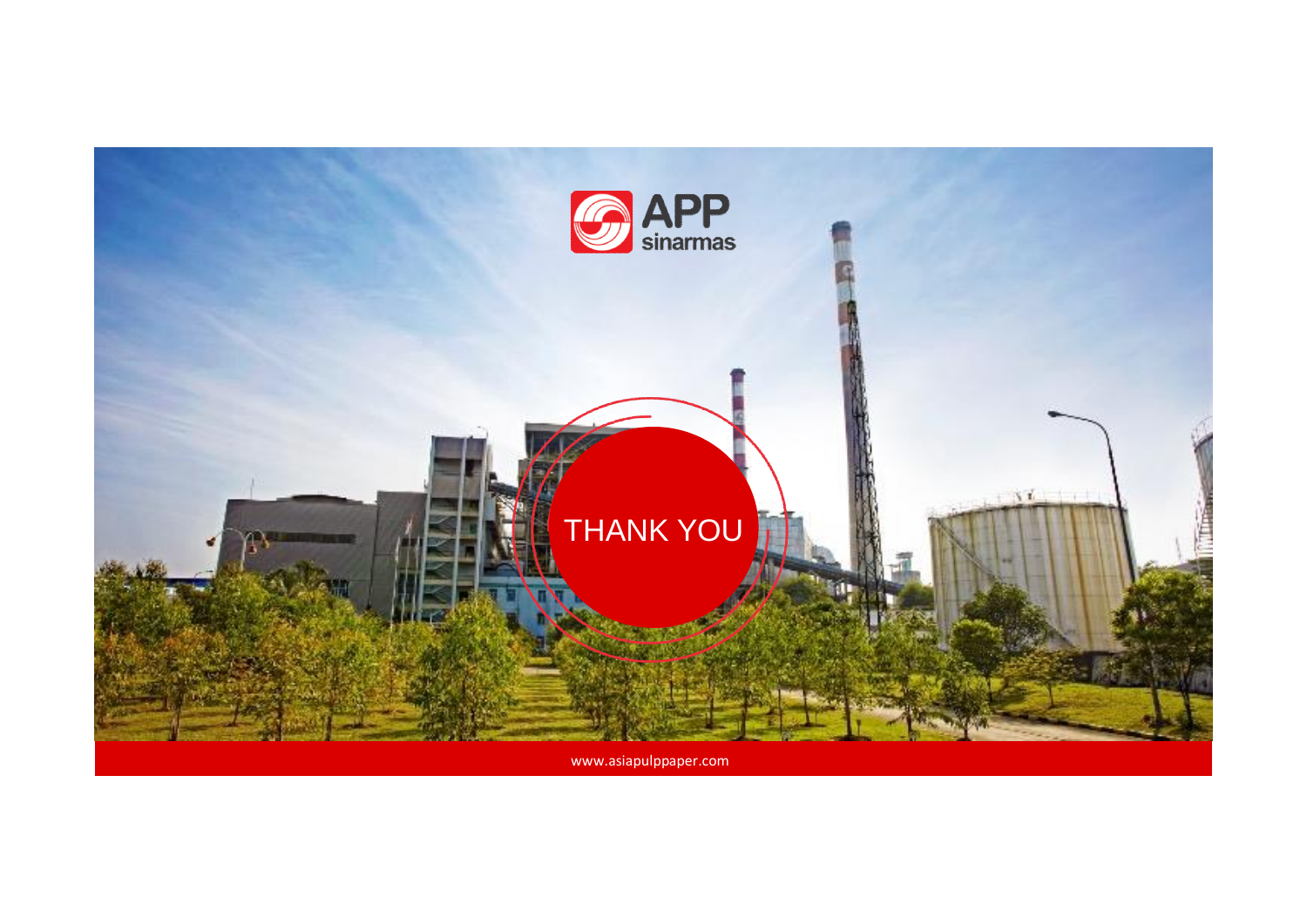APP sinarmas

THANK YOU

www.asiapulppaper.com